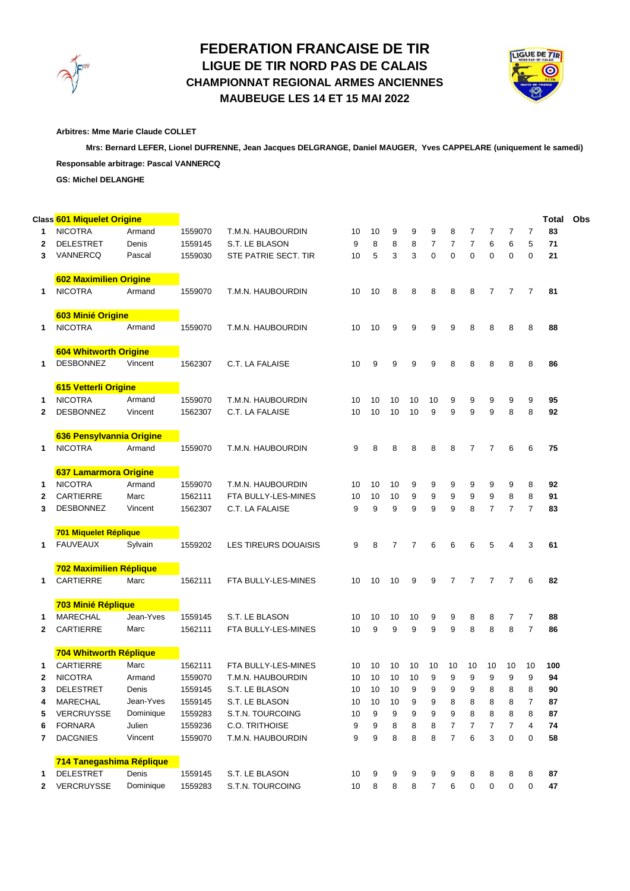# FEDERATION FRANCAISE DE TIR

## LIGUE DE TIR NORD PAS DE CALAIS

### CHAMPIONNAT REGIONAL ARMES ANCIENNES

### MAUBEUGE LES 14 ET 15 MAI 2022

**Arbitres: Mme Marie Claude COLLET**

**Mrs: Bernard LEFER, Lionel DUFRENNE, Jean Jacques DELGRANGE, Daniel MAUGER, Yves CAPPELARE (uniquement le samedi)**

**Responsable arbitrage: Pascal VANNERCQ**

**GS: Michel DELANGHE**

| Class | | | | | | | | | | | | | | | | Total | Obs |
|---|---|---|---|---|---|---|---|---|---|---|---|---|---|---|---|---|---|
| | **601 Miquelet Origine** | | | | | | | | | | | | | | | | |
| **1** | NICOTRA | Armand | 1559070 | T.M.N. HAUBOURDIN | 10 | 10 | 9 | 9 | 9 | 8 | 7 | 7 | 7 | 7 | | **83** | |
| **2** | DELESTRET | Denis | 1559145 | S.T. LE BLASON | 9 | 8 | 8 | 8 | 7 | 7 | 7 | 6 | 6 | 5 | | **71** | |
| **3** | VANNERCQ | Pascal | 1559030 | STE PATRIE SECT. TIR | 10 | 5 | 3 | 3 | 0 | 0 | 0 | 0 | 0 | 0 | | **21** | |
| | **602 Maximilien Origine** | | | | | | | | | | | | | | | | |
| **1** | NICOTRA | Armand | 1559070 | T.M.N. HAUBOURDIN | 10 | 10 | 8 | 8 | 8 | 8 | 8 | 7 | 7 | 7 | | **81** | |
| | **603 Minié Origine** | | | | | | | | | | | | | | | | |
| **1** | NICOTRA | Armand | 1559070 | T.M.N. HAUBOURDIN | 10 | 10 | 9 | 9 | 9 | 9 | 8 | 8 | 8 | 8 | | **88** | |
| | **604 Whitworth Origine** | | | | | | | | | | | | | | | | |
| **1** | DESBONNEZ | Vincent | 1562307 | C.T. LA FALAISE | 10 | 9 | 9 | 9 | 9 | 8 | 8 | 8 | 8 | 8 | | **86** | |
| | **615 Vetterli Origine** | | | | | | | | | | | | | | | | |
| **1** | NICOTRA | Armand | 1559070 | T.M.N. HAUBOURDIN | 10 | 10 | 10 | 10 | 10 | 9 | 9 | 9 | 9 | 9 | | **95** | |
| **2** | DESBONNEZ | Vincent | 1562307 | C.T. LA FALAISE | 10 | 10 | 10 | 10 | 9 | 9 | 9 | 9 | 8 | 8 | | **92** | |
| | **636 Pensylvannia Origine** | | | | | | | | | | | | | | | | |
| **1** | NICOTRA | Armand | 1559070 | T.M.N. HAUBOURDIN | 9 | 8 | 8 | 8 | 8 | 8 | 7 | 7 | 6 | 6 | | **75** | |
| | **637 Lamarmora Origine** | | | | | | | | | | | | | | | | |
| **1** | NICOTRA | Armand | 1559070 | T.M.N. HAUBOURDIN | 10 | 10 | 10 | 9 | 9 | 9 | 9 | 9 | 9 | 8 | | **92** | |
| **2** | CARTIERRE | Marc | 1562111 | FTA BULLY-LES-MINES | 10 | 10 | 10 | 9 | 9 | 9 | 9 | 9 | 8 | 8 | | **91** | |
| **3** | DESBONNEZ | Vincent | 1562307 | C.T. LA FALAISE | 9 | 9 | 9 | 9 | 9 | 9 | 8 | 7 | 7 | 7 | | **83** | |
| | **701 Miquelet Réplique** | | | | | | | | | | | | | | | | |
| **1** | FAUVEAUX | Sylvain | 1559202 | LES TIREURS DOUAISIS | 9 | 8 | 7 | 7 | 6 | 6 | 6 | 5 | 4 | 3 | | **61** | |
| | **702 Maximilien Réplique** | | | | | | | | | | | | | | | | |
| **1** | CARTIERRE | Marc | 1562111 | FTA BULLY-LES-MINES | 10 | 10 | 10 | 9 | 9 | 7 | 7 | 7 | 7 | 6 | | **82** | |
| | **703 Minié Réplique** | | | | | | | | | | | | | | | | |
| **1** | MARECHAL | Jean-Yves | 1559145 | S.T. LE BLASON | 10 | 10 | 10 | 10 | 9 | 9 | 8 | 8 | 7 | 7 | | **88** | |
| **2** | CARTIERRE | Marc | 1562111 | FTA BULLY-LES-MINES | 10 | 9 | 9 | 9 | 9 | 9 | 8 | 8 | 8 | 7 | | **86** | |
| | **704 Whitworth Réplique** | | | | | | | | | | | | | | | | |
| **1** | CARTIERRE | Marc | 1562111 | FTA BULLY-LES-MINES | 10 | 10 | 10 | 10 | 10 | 10 | 10 | 10 | 10 | 10 | | **100** | |
| **2** | NICOTRA | Armand | 1559070 | T.M.N. HAUBOURDIN | 10 | 10 | 10 | 10 | 9 | 9 | 9 | 9 | 9 | 9 | | **94** | |
| **3** | DELESTRET | Denis | 1559145 | S.T. LE BLASON | 10 | 10 | 10 | 9 | 9 | 9 | 9 | 8 | 8 | 8 | | **90** | |
| **4** | MARECHAL | Jean-Yves | 1559145 | S.T. LE BLASON | 10 | 10 | 10 | 9 | 9 | 8 | 8 | 8 | 8 | 7 | | **87** | |
| **5** | VERCRUYSSE | Dominique | 1559283 | S.T.N. TOURCOING | 10 | 9 | 9 | 9 | 9 | 9 | 8 | 8 | 8 | 8 | | **87** | |
| **6** | FORNARA | Julien | 1559236 | C.O. TRITHOISE | 9 | 9 | 8 | 8 | 8 | 7 | 7 | 7 | 7 | 4 | | **74** | |
| **7** | DACGNIES | Vincent | 1559070 | T.M.N. HAUBOURDIN | 9 | 9 | 8 | 8 | 8 | 7 | 6 | 3 | 0 | 0 | | **58** | |
| | **714 Tanegashima Réplique** | | | | | | | | | | | | | | | | |
| **1** | DELESTRET | Denis | 1559145 | S.T. LE BLASON | 10 | 9 | 9 | 9 | 9 | 9 | 8 | 8 | 8 | 8 | | **87** | |
| **2** | VERCRUYSSE | Dominique | 1559283 | S.T.N. TOURCOING | 10 | 8 | 8 | 8 | 7 | 6 | 0 | 0 | 0 | 0 | | **47** | |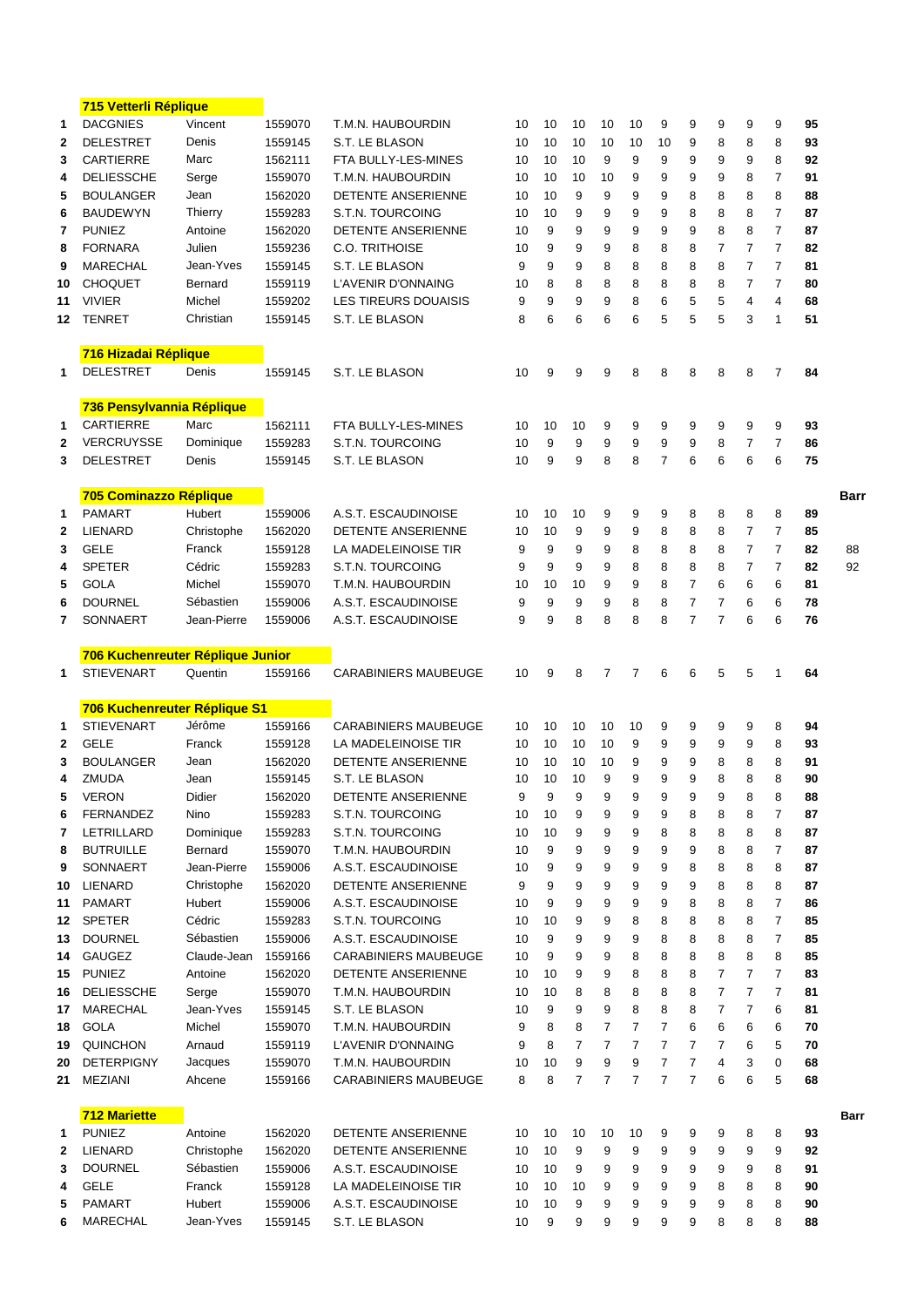### 715 Vetterli Réplique

| | | | | | | | | | | | | | | | |
|---|---|---|---|---|---|---|---|---|---|---|---|---|---|---|---|
| 1 | DACGNIES | Vincent | 1559070 | T.M.N. HAUBOURDIN | 10 | 10 | 10 | 10 | 10 | 9 | 9 | 9 | 9 | 9 | **95** |
| 2 | DELESTRET | Denis | 1559145 | S.T. LE BLASON | 10 | 10 | 10 | 10 | 10 | 10 | 9 | 8 | 8 | 8 | **93** |
| 3 | CARTIERRE | Marc | 1562111 | FTA BULLY-LES-MINES | 10 | 10 | 10 | 9 | 9 | 9 | 9 | 9 | 9 | 8 | **92** |
| 4 | DELIESSCHE | Serge | 1559070 | T.M.N. HAUBOURDIN | 10 | 10 | 10 | 10 | 9 | 9 | 9 | 9 | 8 | 7 | **91** |
| 5 | BOULANGER | Jean | 1562020 | DETENTE ANSERIENNE | 10 | 10 | 9 | 9 | 9 | 9 | 8 | 8 | 8 | 8 | **88** |
| 6 | BAUDEWYN | Thierry | 1559283 | S.T.N. TOURCOING | 10 | 10 | 9 | 9 | 9 | 9 | 8 | 8 | 8 | 7 | **87** |
| 7 | PUNIEZ | Antoine | 1562020 | DETENTE ANSERIENNE | 10 | 9 | 9 | 9 | 9 | 9 | 9 | 8 | 8 | 7 | **87** |
| 8 | FORNARA | Julien | 1559236 | C.O. TRITHOISE | 10 | 9 | 9 | 9 | 8 | 8 | 8 | 7 | 7 | 7 | **82** |
| 9 | MARECHAL | Jean-Yves | 1559145 | S.T. LE BLASON | 9 | 9 | 9 | 8 | 8 | 8 | 8 | 8 | 7 | 7 | **81** |
| 10 | CHOQUET | Bernard | 1559119 | L'AVENIR D'ONNAING | 10 | 8 | 8 | 8 | 8 | 8 | 8 | 8 | 7 | 7 | **80** |
| 11 | VIVIER | Michel | 1559202 | LES TIREURS DOUAISIS | 9 | 9 | 9 | 9 | 8 | 6 | 5 | 5 | 4 | 4 | **68** |
| 12 | TENRET | Christian | 1559145 | S.T. LE BLASON | 8 | 6 | 6 | 6 | 6 | 5 | 5 | 5 | 3 | 1 | **51** |

### 716 Hizadai Réplique

| | | | | | | | | | | | | | | | |
|---|---|---|---|---|---|---|---|---|---|---|---|---|---|---|---|
| 1 | DELESTRET | Denis | 1559145 | S.T. LE BLASON | 10 | 9 | 9 | 9 | 8 | 8 | 8 | 8 | 8 | 7 | **84** |

### 736 Pensylvannia Réplique

| | | | | | | | | | | | | | | | |
|---|---|---|---|---|---|---|---|---|---|---|---|---|---|---|---|
| 1 | CARTIERRE | Marc | 1562111 | FTA BULLY-LES-MINES | 10 | 10 | 10 | 9 | 9 | 9 | 9 | 9 | 9 | 9 | **93** |
| 2 | VERCRUYSSE | Dominique | 1559283 | S.T.N. TOURCOING | 10 | 9 | 9 | 9 | 9 | 9 | 9 | 8 | 7 | 7 | **86** |
| 3 | DELESTRET | Denis | 1559145 | S.T. LE BLASON | 10 | 9 | 9 | 8 | 8 | 7 | 6 | 6 | 6 | 6 | **75** |

### 705 Cominazzo Réplique

| | | | | | | | | | | | | | | | | Barr |
|---|---|---|---|---|---|---|---|---|---|---|---|---|---|---|---|---|
| 1 | PAMART | Hubert | 1559006 | A.S.T. ESCAUDINOISE | 10 | 10 | 10 | 9 | 9 | 9 | 8 | 8 | 8 | 8 | **89** | |
| 2 | LIENARD | Christophe | 1562020 | DETENTE ANSERIENNE | 10 | 10 | 9 | 9 | 9 | 8 | 8 | 8 | 7 | 7 | **85** | |
| 3 | GELE | Franck | 1559128 | LA MADELEINOISE TIR | 9 | 9 | 9 | 9 | 8 | 8 | 8 | 8 | 7 | 7 | **82** | 88 |
| 4 | SPETER | Cédric | 1559283 | S.T.N. TOURCOING | 9 | 9 | 9 | 9 | 8 | 8 | 8 | 8 | 7 | 7 | **82** | 92 |
| 5 | GOLA | Michel | 1559070 | T.M.N. HAUBOURDIN | 10 | 10 | 10 | 9 | 9 | 8 | 7 | 6 | 6 | 6 | **81** | |
| 6 | DOURNEL | Sébastien | 1559006 | A.S.T. ESCAUDINOISE | 9 | 9 | 9 | 9 | 8 | 8 | 7 | 7 | 6 | 6 | **78** | |
| 7 | SONNAERT | Jean-Pierre | 1559006 | A.S.T. ESCAUDINOISE | 9 | 9 | 8 | 8 | 8 | 8 | 7 | 7 | 6 | 6 | **76** | |

### 706 Kuchenreuter Réplique Junior

| | | | | | | | | | | | | | | | |
|---|---|---|---|---|---|---|---|---|---|---|---|---|---|---|---|
| 1 | STIEVENART | Quentin | 1559166 | CARABINIERS MAUBEUGE | 10 | 9 | 8 | 7 | 7 | 6 | 6 | 5 | 5 | 1 | **64** |

### 706 Kuchenreuter Réplique S1

| | | | | | | | | | | | | | | | |
|---|---|---|---|---|---|---|---|---|---|---|---|---|---|---|---|
| 1 | STIEVENART | Jérôme | 1559166 | CARABINIERS MAUBEUGE | 10 | 10 | 10 | 10 | 10 | 9 | 9 | 9 | 9 | 8 | **94** |
| 2 | GELE | Franck | 1559128 | LA MADELEINOISE TIR | 10 | 10 | 10 | 10 | 9 | 9 | 9 | 9 | 9 | 8 | **93** |
| 3 | BOULANGER | Jean | 1562020 | DETENTE ANSERIENNE | 10 | 10 | 10 | 10 | 9 | 9 | 9 | 8 | 8 | 8 | **91** |
| 4 | ZMUDA | Jean | 1559145 | S.T. LE BLASON | 10 | 10 | 10 | 9 | 9 | 9 | 9 | 8 | 8 | 8 | **90** |
| 5 | VERON | Didier | 1562020 | DETENTE ANSERIENNE | 9 | 9 | 9 | 9 | 9 | 9 | 9 | 9 | 8 | 8 | **88** |
| 6 | FERNANDEZ | Nino | 1559283 | S.T.N. TOURCOING | 10 | 10 | 9 | 9 | 9 | 9 | 8 | 8 | 8 | 7 | **87** |
| 7 | LETRILLARD | Dominique | 1559283 | S.T.N. TOURCOING | 10 | 10 | 9 | 9 | 9 | 8 | 8 | 8 | 8 | 8 | **87** |
| 8 | BUTRUILLE | Bernard | 1559070 | T.M.N. HAUBOURDIN | 10 | 9 | 9 | 9 | 9 | 9 | 9 | 8 | 8 | 7 | **87** |
| 9 | SONNAERT | Jean-Pierre | 1559006 | A.S.T. ESCAUDINOISE | 10 | 9 | 9 | 9 | 9 | 9 | 8 | 8 | 8 | 8 | **87** |
| 10 | LIENARD | Christophe | 1562020 | DETENTE ANSERIENNE | 9 | 9 | 9 | 9 | 9 | 9 | 9 | 8 | 8 | 8 | **87** |
| 11 | PAMART | Hubert | 1559006 | A.S.T. ESCAUDINOISE | 10 | 9 | 9 | 9 | 9 | 9 | 8 | 8 | 8 | 7 | **86** |
| 12 | SPETER | Cédric | 1559283 | S.T.N. TOURCOING | 10 | 10 | 9 | 9 | 8 | 8 | 8 | 8 | 8 | 7 | **85** |
| 13 | DOURNEL | Sébastien | 1559006 | A.S.T. ESCAUDINOISE | 10 | 9 | 9 | 9 | 9 | 8 | 8 | 8 | 8 | 7 | **85** |
| 14 | GAUGEZ | Claude-Jean | 1559166 | CARABINIERS MAUBEUGE | 10 | 9 | 9 | 9 | 8 | 8 | 8 | 8 | 8 | 8 | **85** |
| 15 | PUNIEZ | Antoine | 1562020 | DETENTE ANSERIENNE | 10 | 10 | 9 | 9 | 8 | 8 | 8 | 7 | 7 | 7 | **83** |
| 16 | DELIESSCHE | Serge | 1559070 | T.M.N. HAUBOURDIN | 10 | 10 | 8 | 8 | 8 | 8 | 8 | 7 | 7 | 7 | **81** |
| 17 | MARECHAL | Jean-Yves | 1559145 | S.T. LE BLASON | 10 | 9 | 9 | 9 | 8 | 8 | 8 | 7 | 7 | 6 | **81** |
| 18 | GOLA | Michel | 1559070 | T.M.N. HAUBOURDIN | 9 | 8 | 8 | 7 | 7 | 7 | 6 | 6 | 6 | 6 | **70** |
| 19 | QUINCHON | Arnaud | 1559119 | L'AVENIR D'ONNAING | 9 | 8 | 7 | 7 | 7 | 7 | 7 | 7 | 6 | 5 | **70** |
| 20 | DETERPIGNY | Jacques | 1559070 | T.M.N. HAUBOURDIN | 10 | 10 | 9 | 9 | 9 | 7 | 7 | 4 | 3 | 0 | **68** |
| 21 | MEZIANI | Ahcene | 1559166 | CARABINIERS MAUBEUGE | 8 | 8 | 7 | 7 | 7 | 7 | 7 | 6 | 6 | 5 | **68** |

### 712 Mariette

| | | | | | | | | | | | | | | | | Barr |
|---|---|---|---|---|---|---|---|---|---|---|---|---|---|---|---|---|
| 1 | PUNIEZ | Antoine | 1562020 | DETENTE ANSERIENNE | 10 | 10 | 10 | 10 | 10 | 9 | 9 | 9 | 8 | 8 | **93** | |
| 2 | LIENARD | Christophe | 1562020 | DETENTE ANSERIENNE | 10 | 10 | 9 | 9 | 9 | 9 | 9 | 9 | 9 | 9 | **92** | |
| 3 | DOURNEL | Sébastien | 1559006 | A.S.T. ESCAUDINOISE | 10 | 10 | 9 | 9 | 9 | 9 | 9 | 9 | 9 | 8 | **91** | |
| 4 | GELE | Franck | 1559128 | LA MADELEINOISE TIR | 10 | 10 | 10 | 9 | 9 | 9 | 9 | 8 | 8 | 8 | **90** | |
| 5 | PAMART | Hubert | 1559006 | A.S.T. ESCAUDINOISE | 10 | 10 | 9 | 9 | 9 | 9 | 9 | 9 | 8 | 8 | **90** | |
| 6 | MARECHAL | Jean-Yves | 1559145 | S.T. LE BLASON | 10 | 9 | 9 | 9 | 9 | 9 | 9 | 8 | 8 | 8 | **88** | |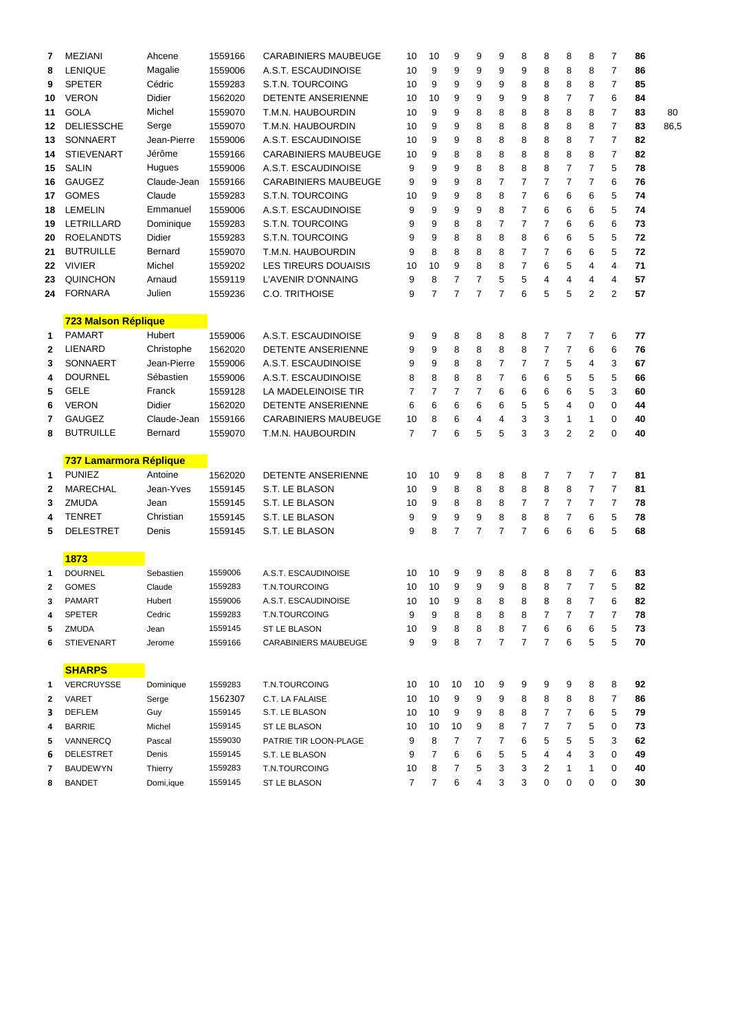| | | | | | | | | | | | | | | | | | |
|---|---|---|---|---|---|---|---|---|---|---|---|---|---|---|---|---|---|
| **7** | MEZIANI | Ahcene | 1559166 | CARABINIERS MAUBEUGE | 10 | 10 | 9 | 9 | 9 | 8 | 8 | 8 | 8 | 7 | **86** | |
| **8** | LENIQUE | Magalie | 1559006 | A.S.T. ESCAUDINOISE | 10 | 9 | 9 | 9 | 9 | 9 | 8 | 8 | 8 | 7 | **86** | |
| **9** | SPETER | Cédric | 1559283 | S.T.N. TOURCOING | 10 | 9 | 9 | 9 | 9 | 8 | 8 | 8 | 8 | 7 | **85** | |
| **10** | VERON | Didier | 1562020 | DETENTE ANSERIENNE | 10 | 10 | 9 | 9 | 9 | 9 | 8 | 7 | 7 | 6 | **84** | |
| **11** | GOLA | Michel | 1559070 | T.M.N. HAUBOURDIN | 10 | 9 | 9 | 8 | 8 | 8 | 8 | 8 | 8 | 7 | **83** | 80 |
| **12** | DELIESSCHE | Serge | 1559070 | T.M.N. HAUBOURDIN | 10 | 9 | 9 | 8 | 8 | 8 | 8 | 8 | 8 | 7 | **83** | 86,5 |
| **13** | SONNAERT | Jean-Pierre | 1559006 | A.S.T. ESCAUDINOISE | 10 | 9 | 9 | 8 | 8 | 8 | 8 | 8 | 7 | 7 | **82** | |
| **14** | STIEVENART | Jérôme | 1559166 | CARABINIERS MAUBEUGE | 10 | 9 | 8 | 8 | 8 | 8 | 8 | 8 | 8 | 7 | **82** | |
| **15** | SALIN | Hugues | 1559006 | A.S.T. ESCAUDINOISE | 9 | 9 | 9 | 8 | 8 | 8 | 8 | 7 | 7 | 5 | **78** | |
| **16** | GAUGEZ | Claude-Jean | 1559166 | CARABINIERS MAUBEUGE | 9 | 9 | 9 | 8 | 7 | 7 | 7 | 7 | 7 | 6 | **76** | |
| **17** | GOMES | Claude | 1559283 | S.T.N. TOURCOING | 10 | 9 | 9 | 8 | 8 | 7 | 6 | 6 | 6 | 5 | **74** | |
| **18** | LEMELIN | Emmanuel | 1559006 | A.S.T. ESCAUDINOISE | 9 | 9 | 9 | 9 | 8 | 7 | 6 | 6 | 6 | 5 | **74** | |
| **19** | LETRILLARD | Dominique | 1559283 | S.T.N. TOURCOING | 9 | 9 | 8 | 8 | 7 | 7 | 7 | 6 | 6 | 6 | **73** | |
| **20** | ROELANDTS | Didier | 1559283 | S.T.N. TOURCOING | 9 | 9 | 8 | 8 | 8 | 8 | 6 | 6 | 5 | 5 | **72** | |
| **21** | BUTRUILLE | Bernard | 1559070 | T.M.N. HAUBOURDIN | 9 | 8 | 8 | 8 | 8 | 7 | 7 | 6 | 6 | 5 | **72** | |
| **22** | VIVIER | Michel | 1559202 | LES TIREURS DOUAISIS | 10 | 10 | 9 | 8 | 8 | 7 | 6 | 5 | 4 | 4 | **71** | |
| **23** | QUINCHON | Arnaud | 1559119 | L'AVENIR D'ONNAING | 9 | 8 | 7 | 7 | 5 | 5 | 4 | 4 | 4 | 4 | **57** | |
| **24** | FORNARA | Julien | 1559236 | C.O. TRITHOISE | 9 | 7 | 7 | 7 | 7 | 6 | 5 | 5 | 2 | 2 | **57** | |

**723 Malson Réplique**

| | | | | | | | | | | | | | | | |
|---|---|---|---|---|---|---|---|---|---|---|---|---|---|---|---|
| **1** | PAMART | Hubert | 1559006 | A.S.T. ESCAUDINOISE | 9 | 9 | 8 | 8 | 8 | 8 | 7 | 7 | 7 | 6 | **77** |
| **2** | LIENARD | Christophe | 1562020 | DETENTE ANSERIENNE | 9 | 9 | 8 | 8 | 8 | 8 | 7 | 7 | 6 | 6 | **76** |
| **3** | SONNAERT | Jean-Pierre | 1559006 | A.S.T. ESCAUDINOISE | 9 | 9 | 8 | 8 | 7 | 7 | 7 | 5 | 4 | 3 | **67** |
| **4** | DOURNEL | Sébastien | 1559006 | A.S.T. ESCAUDINOISE | 8 | 8 | 8 | 8 | 7 | 6 | 6 | 5 | 5 | 5 | **66** |
| **5** | GELE | Franck | 1559128 | LA MADELEINOISE TIR | 7 | 7 | 7 | 7 | 6 | 6 | 6 | 6 | 5 | 3 | **60** |
| **6** | VERON | Didier | 1562020 | DETENTE ANSERIENNE | 6 | 6 | 6 | 6 | 6 | 5 | 5 | 4 | 0 | 0 | **44** |
| **7** | GAUGEZ | Claude-Jean | 1559166 | CARABINIERS MAUBEUGE | 10 | 8 | 6 | 4 | 4 | 3 | 3 | 1 | 1 | 0 | **40** |
| **8** | BUTRUILLE | Bernard | 1559070 | T.M.N. HAUBOURDIN | 7 | 7 | 6 | 5 | 5 | 3 | 3 | 2 | 2 | 0 | **40** |

**737 Lamarmora Réplique**

| | | | | | | | | | | | | | | | |
|---|---|---|---|---|---|---|---|---|---|---|---|---|---|---|---|
| **1** | PUNIEZ | Antoine | 1562020 | DETENTE ANSERIENNE | 10 | 10 | 9 | 8 | 8 | 8 | 7 | 7 | 7 | 7 | **81** |
| **2** | MARECHAL | Jean-Yves | 1559145 | S.T. LE BLASON | 10 | 9 | 8 | 8 | 8 | 8 | 8 | 8 | 7 | 7 | **81** |
| **3** | ZMUDA | Jean | 1559145 | S.T. LE BLASON | 10 | 9 | 8 | 8 | 8 | 7 | 7 | 7 | 7 | 7 | **78** |
| **4** | TENRET | Christian | 1559145 | S.T. LE BLASON | 9 | 9 | 9 | 9 | 8 | 8 | 8 | 7 | 6 | 5 | **78** |
| **5** | DELESTRET | Denis | 1559145 | S.T. LE BLASON | 9 | 8 | 7 | 7 | 7 | 7 | 6 | 6 | 6 | 5 | **68** |

**1873**

| | | | | | | | | | | | | | | | |
|---|---|---|---|---|---|---|---|---|---|---|---|---|---|---|---|
| **1** | DOURNEL | Sebastien | 1559006 | A.S.T. ESCAUDINOISE | 10 | 10 | 9 | 9 | 8 | 8 | 8 | 8 | 7 | 6 | **83** |
| **2** | GOMES | Claude | 1559283 | T.N.TOURCOING | 10 | 10 | 9 | 9 | 9 | 8 | 8 | 7 | 7 | 5 | **82** |
| **3** | PAMART | Hubert | 1559006 | A.S.T. ESCAUDINOISE | 10 | 10 | 9 | 8 | 8 | 8 | 8 | 8 | 7 | 6 | **82** |
| **4** | SPETER | Cedric | 1559283 | T.N.TOURCOING | 9 | 9 | 8 | 8 | 8 | 8 | 7 | 7 | 7 | 7 | **78** |
| **5** | ZMUDA | Jean | 1559145 | ST LE BLASON | 10 | 9 | 8 | 8 | 8 | 7 | 6 | 6 | 6 | 5 | **73** |
| **6** | STIEVENART | Jerome | 1559166 | CARABINIERS MAUBEUGE | 9 | 9 | 8 | 7 | 7 | 7 | 7 | 6 | 5 | 5 | **70** |

**SHARPS**

| | | | | | | | | | | | | | | | |
|---|---|---|---|---|---|---|---|---|---|---|---|---|---|---|---|
| **1** | VERCRUYSSE | Dominique | 1559283 | T.N.TOURCOING | 10 | 10 | 10 | 10 | 9 | 9 | 9 | 9 | 8 | 8 | **92** |
| **2** | VARET | Serge | 1562307 | C.T. LA FALAISE | 10 | 10 | 9 | 9 | 9 | 8 | 8 | 8 | 8 | 7 | **86** |
| **3** | DEFLEM | Guy | 1559145 | S.T. LE BLASON | 10 | 10 | 9 | 9 | 8 | 8 | 7 | 7 | 6 | 5 | **79** |
| **4** | BARRIE | Michel | 1559145 | ST LE BLASON | 10 | 10 | 10 | 9 | 8 | 7 | 7 | 7 | 5 | 0 | **73** |
| **5** | VANNERCQ | Pascal | 1559030 | PATRIE TIR LOON-PLAGE | 9 | 8 | 7 | 7 | 7 | 6 | 5 | 5 | 5 | 3 | **62** |
| **6** | DELESTRET | Denis | 1559145 | S.T. LE BLASON | 9 | 7 | 6 | 6 | 5 | 5 | 4 | 4 | 3 | 0 | **49** |
| **7** | BAUDEWYN | Thierry | 1559283 | T.N.TOURCOING | 10 | 8 | 7 | 5 | 3 | 3 | 2 | 1 | 1 | 0 | **40** |
| **8** | BANDET | Domi,ique | 1559145 | ST LE BLASON | 7 | 7 | 6 | 4 | 3 | 3 | 0 | 0 | 0 | 0 | **30** |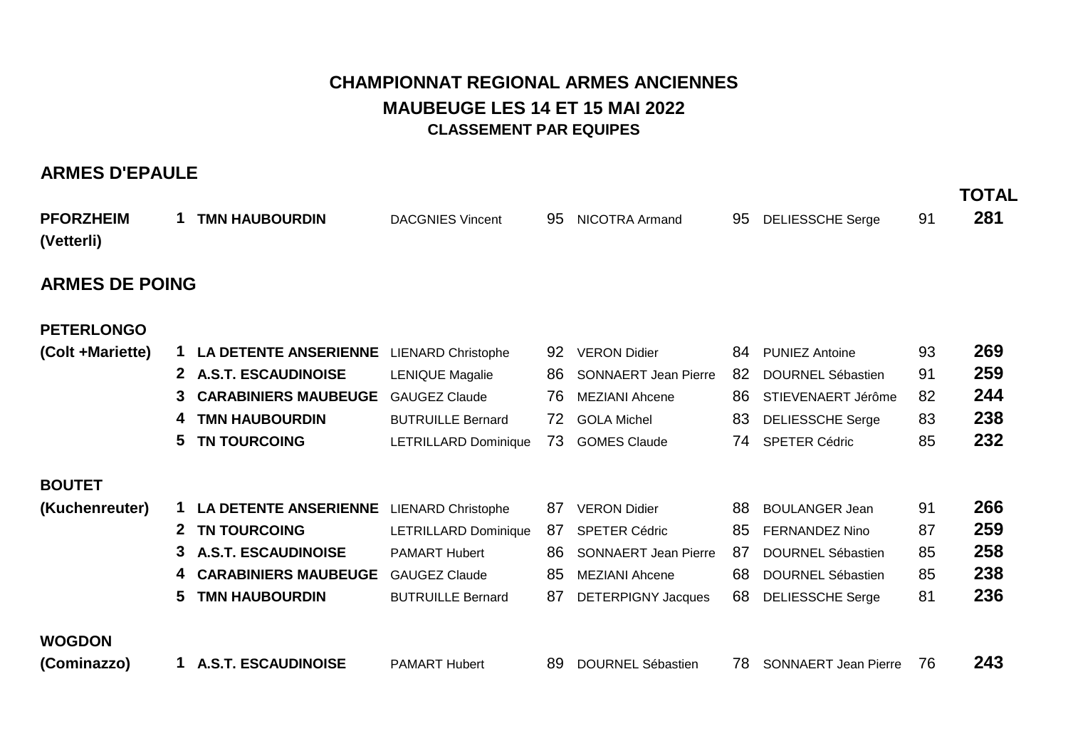# CHAMPIONNAT REGIONAL ARMES ANCIENNES

## MAUBEUGE LES 14 ET 15 MAI 2022

### CLASSEMENT PAR EQUIPES

## ARMES D'EPAULE

| | | | | | | | | | TOTAL |
|---|---|---|---|---|---|---|---|---|---|
| **PFORZHEIM (Vetterli)** | **1** | **TMN HAUBOURDIN** | DACGNIES Vincent | 95 | NICOTRA Armand | 95 | DELIESSCHE Serge | 91 | **281** |

## ARMES DE POING

| | | | | | | | | | TOTAL |
|---|---|---|---|---|---|---|---|---|---|
| **PETERLONGO (Colt +Mariette)** | **1** | **LA DETENTE ANSERIENNE** | LIENARD Christophe | 92 | VERON Didier | 84 | PUNIEZ Antoine | 93 | **269** |
| | **2** | **A.S.T. ESCAUDINOISE** | LENIQUE Magalie | 86 | SONNAERT Jean Pierre | 82 | DOURNEL Sébastien | 91 | **259** |
| | **3** | **CARABINIERS MAUBEUGE** | GAUGEZ Claude | 76 | MEZIANI Ahcene | 86 | STIEVENAERT Jérôme | 82 | **244** |
| | **4** | **TMN HAUBOURDIN** | BUTRUILLE Bernard | 72 | GOLA Michel | 83 | DELIESSCHE Serge | 83 | **238** |
| | **5** | **TN TOURCOING** | LETRILLARD Dominique | 73 | GOMES Claude | 74 | SPETER Cédric | 85 | **232** |
| **BOUTET (Kuchenreuter)** | **1** | **LA DETENTE ANSERIENNE** | LIENARD Christophe | 87 | VERON Didier | 88 | BOULANGER Jean | 91 | **266** |
| | **2** | **TN TOURCOING** | LETRILLARD Dominique | 87 | SPETER Cédric | 85 | FERNANDEZ Nino | 87 | **259** |
| | **3** | **A.S.T. ESCAUDINOISE** | PAMART Hubert | 86 | SONNAERT Jean Pierre | 87 | DOURNEL Sébastien | 85 | **258** |
| | **4** | **CARABINIERS MAUBEUGE** | GAUGEZ Claude | 85 | MEZIANI Ahcene | 68 | DOURNEL Sébastien | 85 | **238** |
| | **5** | **TMN HAUBOURDIN** | BUTRUILLE Bernard | 87 | DETERPIGNY Jacques | 68 | DELIESSCHE Serge | 81 | **236** |
| **WOGDON (Cominazzo)** | **1** | **A.S.T. ESCAUDINOISE** | PAMART Hubert | 89 | DOURNEL Sébastien | 78 | SONNAERT Jean Pierre | 76 | **243** |